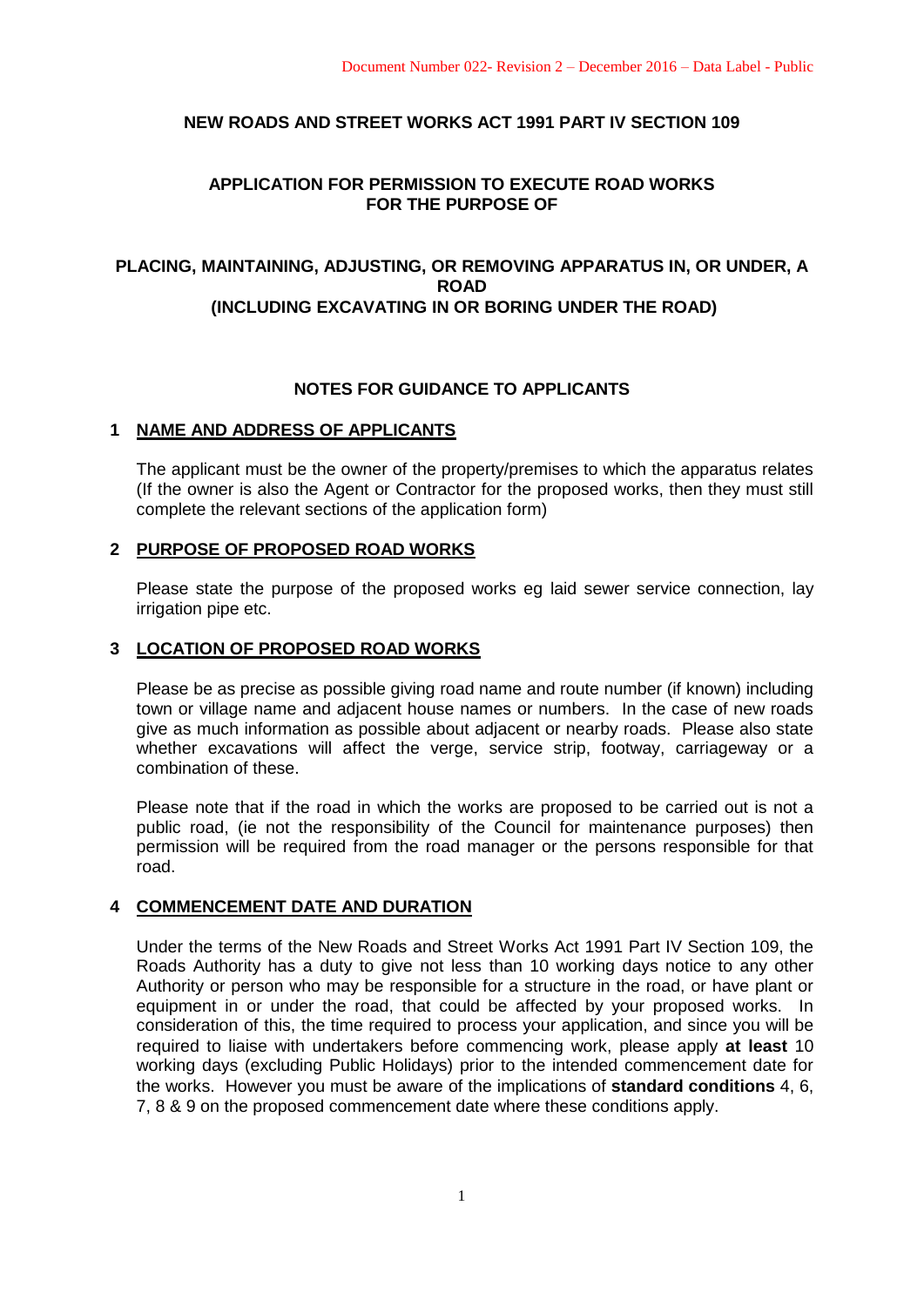**NEW ROADS AND STREET WORKS ACT 1991 PART IV SECTION 109**

**APPLICATION FOR PERMISSION TO EXECUTE ROAD WORKS FOR THE PURPOSE OF**

**PLACING, MAINTAINING, ADJUSTING, OR REMOVING APPARATUS IN, OR UNDER, A ROAD (INCLUDING EXCAVATING IN OR BORING UNDER THE ROAD)**

## NOTES FOR GUIDANCE TO APPLICANTS

### 1 NAME AND ADDRESS OF APPLICANTS

The applicant must be the owner of the property/premises to which the apparatus relates (If the owner is also the Agent or Contractor for the proposed works, then they must still complete the relevant sections of the application form)

### 2 PURPOSE OF PROPOSED ROAD WORKS

Please state the purpose of the proposed works eg laid sewer service connection, lay irrigation pipe etc.

### 3 LOCATION OF PROPOSED ROAD WORKS

Please be as precise as possible giving road name and route number (if known) including town or village name and adjacent house names or numbers. In the case of new roads give as much information as possible about adjacent or nearby roads. Please also state whether excavations will affect the verge, service strip, footway, carriageway or a combination of these.

Please note that if the road in which the works are proposed to be carried out is not a public road, (ie not the responsibility of the Council for maintenance purposes) then permission will be required from the road manager or the persons responsible for that road.

### 4 COMMENCEMENT DATE AND DURATION

Under the terms of the New Roads and Street Works Act 1991 Part IV Section 109, the Roads Authority has a duty to give not less than 10 working days notice to any other Authority or person who may be responsible for a structure in the road, or have plant or equipment in or under the road, that could be affected by your proposed works. In consideration of this, the time required to process your application, and since you will be required to liaise with undertakers before commencing work, please apply **at least** 10 working days (excluding Public Holidays) prior to the intended commencement date for the works. However you must be aware of the implications of **standard conditions** 4, 6, 7, 8 & 9 on the proposed commencement date where these conditions apply.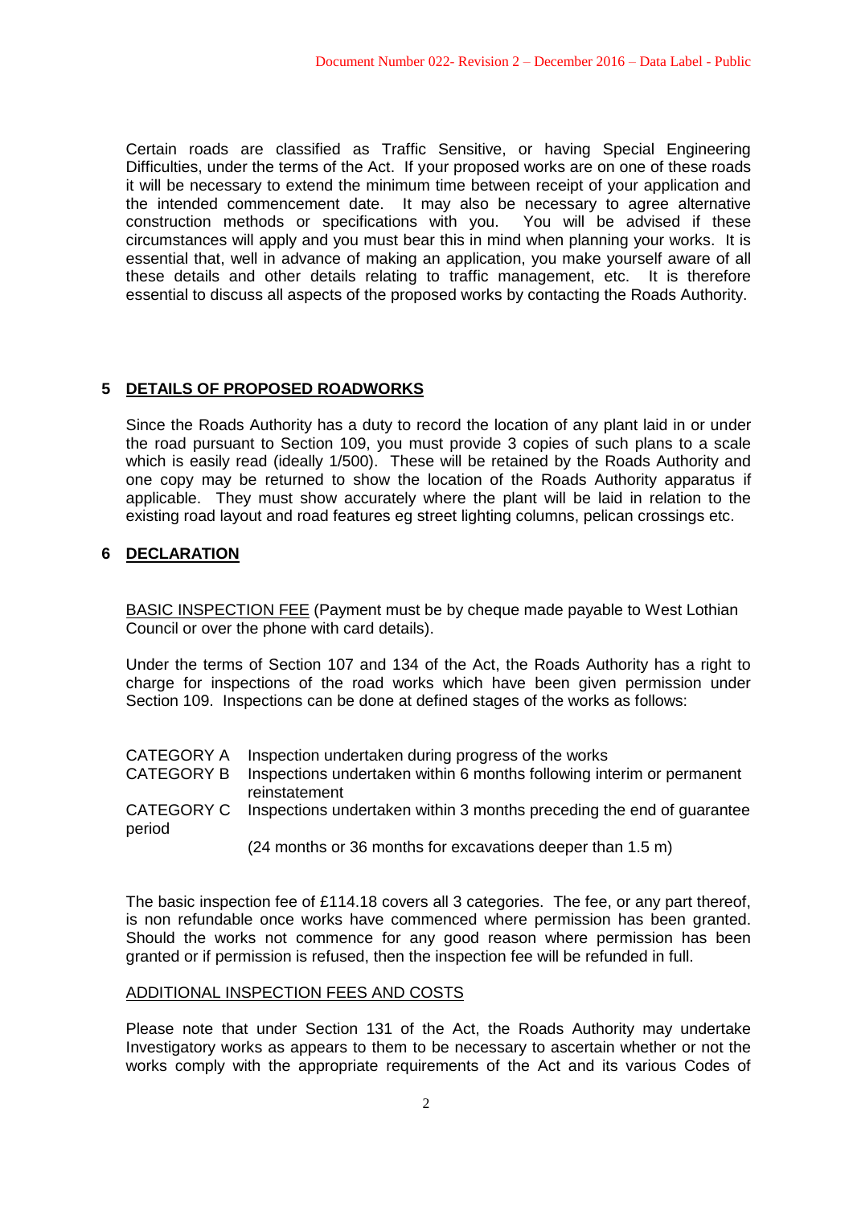Certain roads are classified as Traffic Sensitive, or having Special Engineering Difficulties, under the terms of the Act. If your proposed works are on one of these roads it will be necessary to extend the minimum time between receipt of your application and the intended commencement date. It may also be necessary to agree alternative construction methods or specifications with you. You will be advised if these circumstances will apply and you must bear this in mind when planning your works. It is essential that, well in advance of making an application, you make yourself aware of all these details and other details relating to traffic management, etc. It is therefore essential to discuss all aspects of the proposed works by contacting the Roads Authority.

## 5 DETAILS OF PROPOSED ROADWORKS

Since the Roads Authority has a duty to record the location of any plant laid in or under the road pursuant to Section 109, you must provide 3 copies of such plans to a scale which is easily read (ideally 1/500). These will be retained by the Roads Authority and one copy may be returned to show the location of the Roads Authority apparatus if applicable. They must show accurately where the plant will be laid in relation to the existing road layout and road features eg street lighting columns, pelican crossings etc.

## 6 DECLARATION

BASIC INSPECTION FEE (Payment must be by cheque made payable to West Lothian Council or over the phone with card details).

Under the terms of Section 107 and 134 of the Act, the Roads Authority has a right to charge for inspections of the road works which have been given permission under Section 109. Inspections can be done at defined stages of the works as follows:

| | |
|---|---|
| CATEGORY A | Inspection undertaken during progress of the works |
| CATEGORY B | Inspections undertaken within 6 months following interim or permanent reinstatement |
| CATEGORY C | Inspections undertaken within 3 months preceding the end of guarantee period (24 months or 36 months for excavations deeper than 1.5 m) |

The basic inspection fee of £114.18 covers all 3 categories. The fee, or any part thereof, is non refundable once works have commenced where permission has been granted. Should the works not commence for any good reason where permission has been granted or if permission is refused, then the inspection fee will be refunded in full.

ADDITIONAL INSPECTION FEES AND COSTS

Please note that under Section 131 of the Act, the Roads Authority may undertake Investigatory works as appears to them to be necessary to ascertain whether or not the works comply with the appropriate requirements of the Act and its various Codes of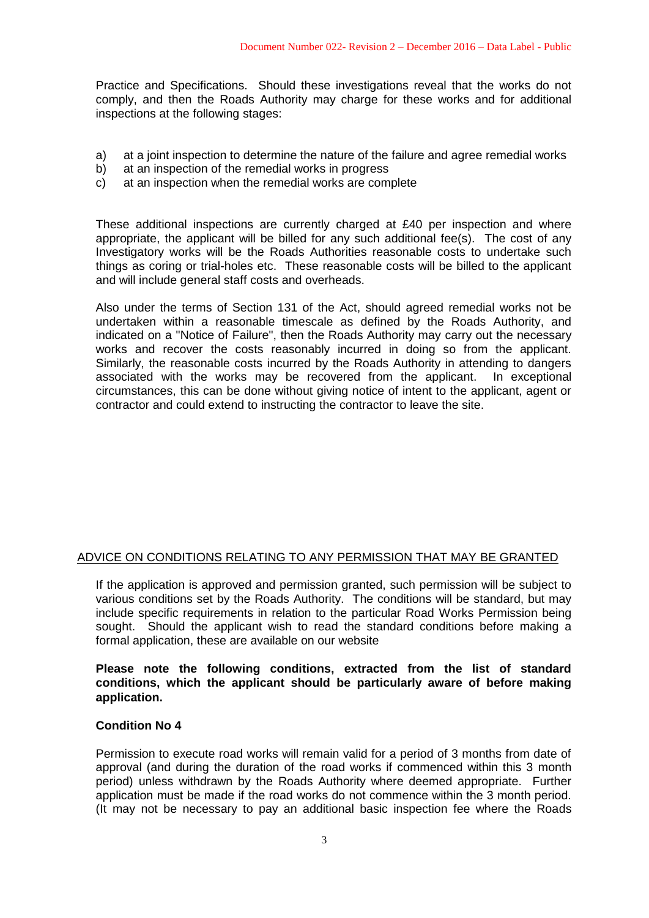Practice and Specifications. Should these investigations reveal that the works do not comply, and then the Roads Authority may charge for these works and for additional inspections at the following stages:

a) at a joint inspection to determine the nature of the failure and agree remedial works
b) at an inspection of the remedial works in progress
c) at an inspection when the remedial works are complete

These additional inspections are currently charged at £40 per inspection and where appropriate, the applicant will be billed for any such additional fee(s). The cost of any Investigatory works will be the Roads Authorities reasonable costs to undertake such things as coring or trial-holes etc. These reasonable costs will be billed to the applicant and will include general staff costs and overheads.

Also under the terms of Section 131 of the Act, should agreed remedial works not be undertaken within a reasonable timescale as defined by the Roads Authority, and indicated on a "Notice of Failure", then the Roads Authority may carry out the necessary works and recover the costs reasonably incurred in doing so from the applicant. Similarly, the reasonable costs incurred by the Roads Authority in attending to dangers associated with the works may be recovered from the applicant. In exceptional circumstances, this can be done without giving notice of intent to the applicant, agent or contractor and could extend to instructing the contractor to leave the site.

## ADVICE ON CONDITIONS RELATING TO ANY PERMISSION THAT MAY BE GRANTED

If the application is approved and permission granted, such permission will be subject to various conditions set by the Roads Authority. The conditions will be standard, but may include specific requirements in relation to the particular Road Works Permission being sought. Should the applicant wish to read the standard conditions before making a formal application, these are available on our website

**Please note the following conditions, extracted from the list of standard conditions, which the applicant should be particularly aware of before making application.**

### Condition No 4

Permission to execute road works will remain valid for a period of 3 months from date of approval (and during the duration of the road works if commenced within this 3 month period) unless withdrawn by the Roads Authority where deemed appropriate. Further application must be made if the road works do not commence within the 3 month period. (It may not be necessary to pay an additional basic inspection fee where the Roads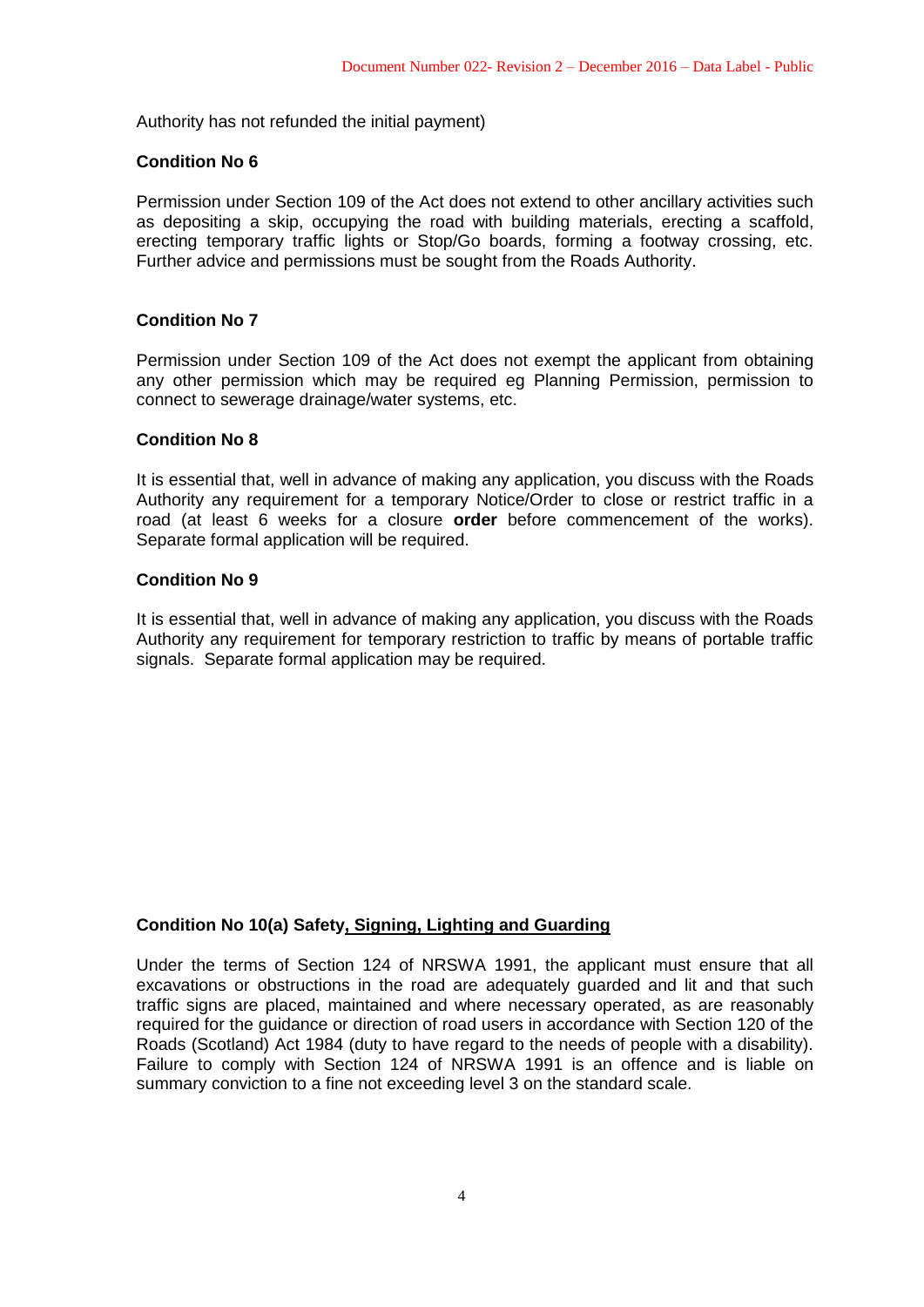Authority has not refunded the initial payment)

**Condition No 6**

Permission under Section 109 of the Act does not extend to other ancillary activities such as depositing a skip, occupying the road with building materials, erecting a scaffold, erecting temporary traffic lights or Stop/Go boards, forming a footway crossing, etc. Further advice and permissions must be sought from the Roads Authority.

**Condition No 7**

Permission under Section 109 of the Act does not exempt the applicant from obtaining any other permission which may be required eg Planning Permission, permission to connect to sewerage drainage/water systems, etc.

**Condition No 8**

It is essential that, well in advance of making any application, you discuss with the Roads Authority any requirement for a temporary Notice/Order to close or restrict traffic in a road (at least 6 weeks for a closure **order** before commencement of the works). Separate formal application will be required.

**Condition No 9**

It is essential that, well in advance of making any application, you discuss with the Roads Authority any requirement for temporary restriction to traffic by means of portable traffic signals. Separate formal application may be required.

**Condition No 10(a) Safety, Signing, Lighting and Guarding**

Under the terms of Section 124 of NRSWA 1991, the applicant must ensure that all excavations or obstructions in the road are adequately guarded and lit and that such traffic signs are placed, maintained and where necessary operated, as are reasonably required for the guidance or direction of road users in accordance with Section 120 of the Roads (Scotland) Act 1984 (duty to have regard to the needs of people with a disability). Failure to comply with Section 124 of NRSWA 1991 is an offence and is liable on summary conviction to a fine not exceeding level 3 on the standard scale.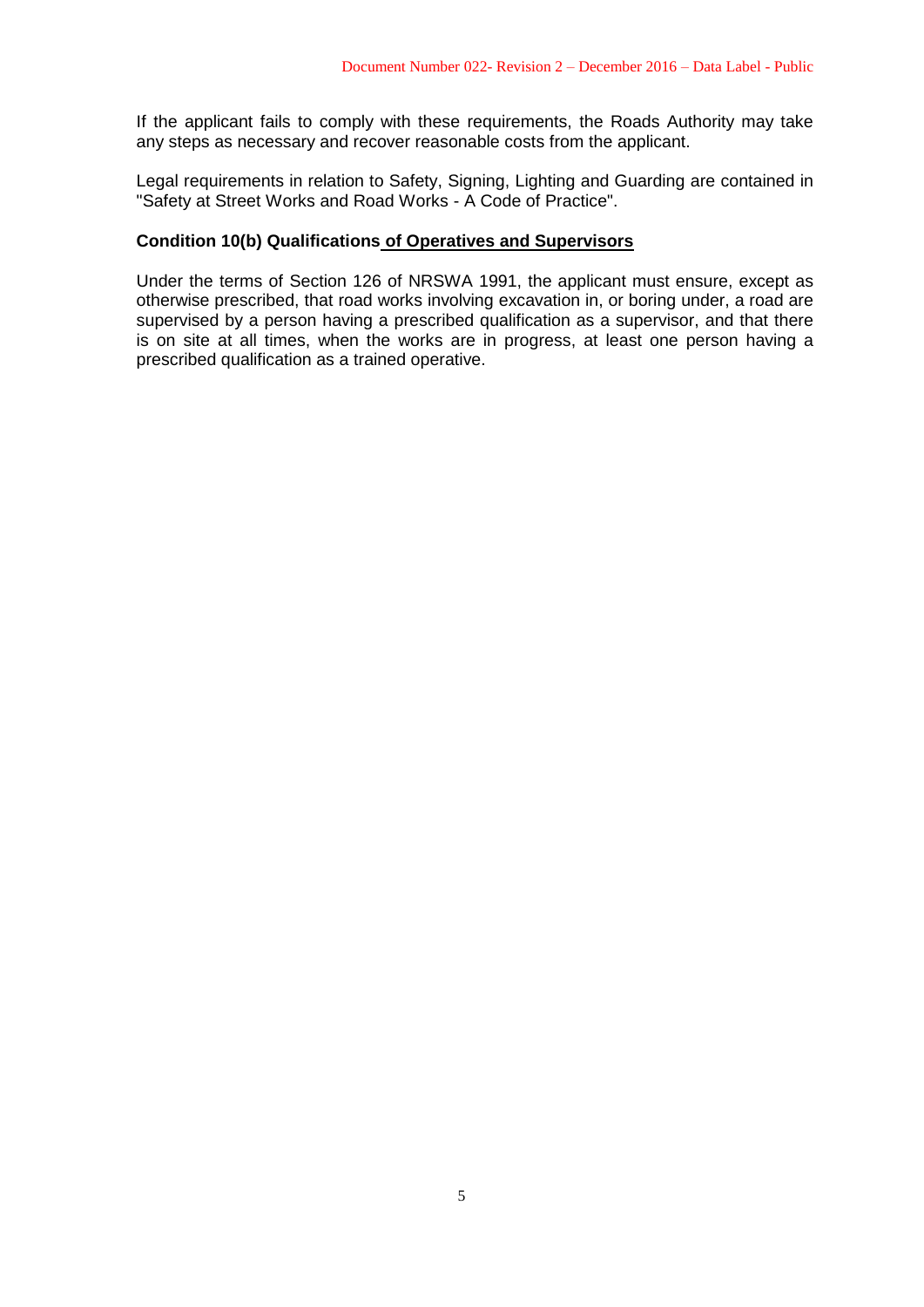If the applicant fails to comply with these requirements, the Roads Authority may take any steps as necessary and recover reasonable costs from the applicant.

Legal requirements in relation to Safety, Signing, Lighting and Guarding are contained in "Safety at Street Works and Road Works - A Code of Practice".

**Condition 10(b) Qualifications of Operatives and Supervisors**

Under the terms of Section 126 of NRSWA 1991, the applicant must ensure, except as otherwise prescribed, that road works involving excavation in, or boring under, a road are supervised by a person having a prescribed qualification as a supervisor, and that there is on site at all times, when the works are in progress, at least one person having a prescribed qualification as a trained operative.